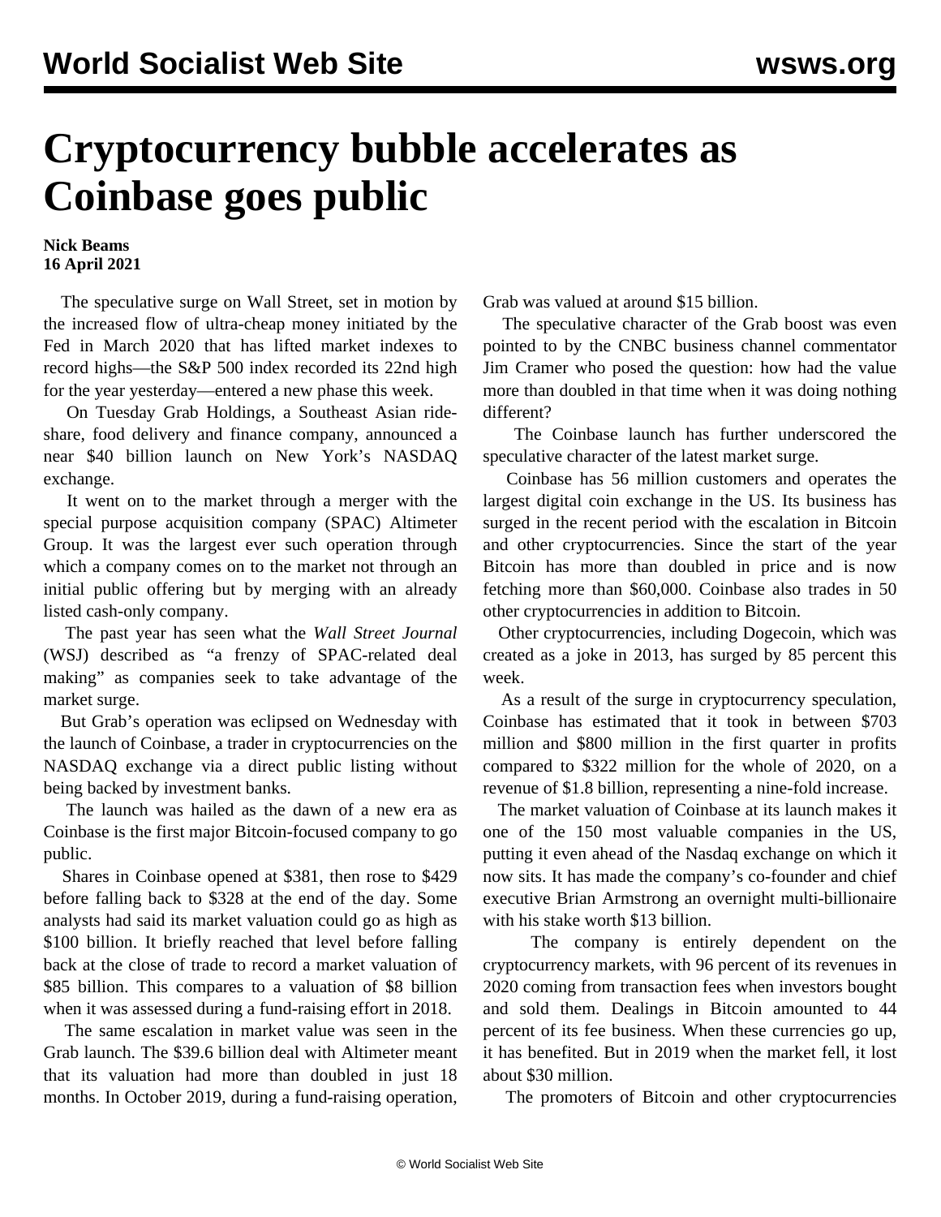# Cryptocurrency bubble accelerates as Coinbase goes public

**Nick Beams**
**16 April 2021**

The speculative surge on Wall Street, set in motion by the increased flow of ultra-cheap money initiated by the Fed in March 2020 that has lifted market indexes to record highs—the S&P 500 index recorded its 22nd high for the year yesterday—entered a new phase this week.

On Tuesday Grab Holdings, a Southeast Asian ride-share, food delivery and finance company, announced a near $40 billion launch on New York's NASDAQ exchange.

It went on to the market through a merger with the special purpose acquisition company (SPAC) Altimeter Group. It was the largest ever such operation through which a company comes on to the market not through an initial public offering but by merging with an already listed cash-only company.

The past year has seen what the *Wall Street Journal* (WSJ) described as "a frenzy of SPAC-related deal making" as companies seek to take advantage of the market surge.

But Grab's operation was eclipsed on Wednesday with the launch of Coinbase, a trader in cryptocurrencies on the NASDAQ exchange via a direct public listing without being backed by investment banks.

The launch was hailed as the dawn of a new era as Coinbase is the first major Bitcoin-focused company to go public.

Shares in Coinbase opened at $381, then rose to $429 before falling back to $328 at the end of the day. Some analysts had said its market valuation could go as high as $100 billion. It briefly reached that level before falling back at the close of trade to record a market valuation of $85 billion. This compares to a valuation of $8 billion when it was assessed during a fund-raising effort in 2018.

The same escalation in market value was seen in the Grab launch. The $39.6 billion deal with Altimeter meant that its valuation had more than doubled in just 18 months. In October 2019, during a fund-raising operation, Grab was valued at around $15 billion.

The speculative character of the Grab boost was even pointed to by the CNBC business channel commentator Jim Cramer who posed the question: how had the value more than doubled in that time when it was doing nothing different?

The Coinbase launch has further underscored the speculative character of the latest market surge.

Coinbase has 56 million customers and operates the largest digital coin exchange in the US. Its business has surged in the recent period with the escalation in Bitcoin and other cryptocurrencies. Since the start of the year Bitcoin has more than doubled in price and is now fetching more than $60,000. Coinbase also trades in 50 other cryptocurrencies in addition to Bitcoin.

Other cryptocurrencies, including Dogecoin, which was created as a joke in 2013, has surged by 85 percent this week.

As a result of the surge in cryptocurrency speculation, Coinbase has estimated that it took in between $703 million and $800 million in the first quarter in profits compared to $322 million for the whole of 2020, on a revenue of $1.8 billion, representing a nine-fold increase.

The market valuation of Coinbase at its launch makes it one of the 150 most valuable companies in the US, putting it even ahead of the Nasdaq exchange on which it now sits. It has made the company's co-founder and chief executive Brian Armstrong an overnight multi-billionaire with his stake worth $13 billion.

The company is entirely dependent on the cryptocurrency markets, with 96 percent of its revenues in 2020 coming from transaction fees when investors bought and sold them. Dealings in Bitcoin amounted to 44 percent of its fee business. When these currencies go up, it has benefited. But in 2019 when the market fell, it lost about $30 million.

The promoters of Bitcoin and other cryptocurrencies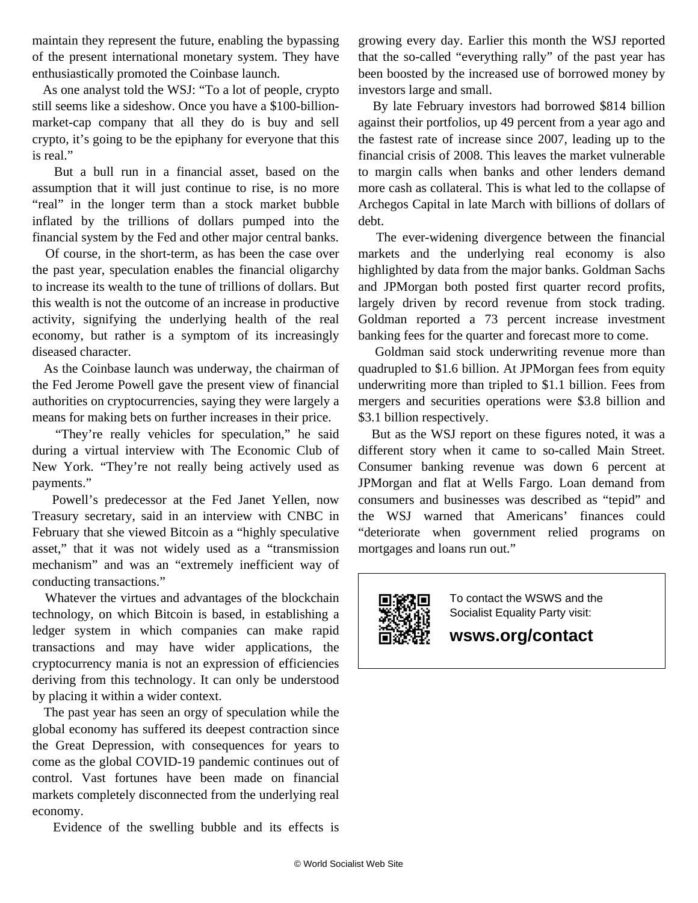maintain they represent the future, enabling the bypassing of the present international monetary system. They have enthusiastically promoted the Coinbase launch.

As one analyst told the WSJ: "To a lot of people, crypto still seems like a sideshow. Once you have a $100-billion-market-cap company that all they do is buy and sell crypto, it's going to be the epiphany for everyone that this is real."

But a bull run in a financial asset, based on the assumption that it will just continue to rise, is no more "real" in the longer term than a stock market bubble inflated by the trillions of dollars pumped into the financial system by the Fed and other major central banks.

Of course, in the short-term, as has been the case over the past year, speculation enables the financial oligarchy to increase its wealth to the tune of trillions of dollars. But this wealth is not the outcome of an increase in productive activity, signifying the underlying health of the real economy, but rather is a symptom of its increasingly diseased character.

As the Coinbase launch was underway, the chairman of the Fed Jerome Powell gave the present view of financial authorities on cryptocurrencies, saying they were largely a means for making bets on further increases in their price.

"They're really vehicles for speculation," he said during a virtual interview with The Economic Club of New York. "They're not really being actively used as payments."

Powell's predecessor at the Fed Janet Yellen, now Treasury secretary, said in an interview with CNBC in February that she viewed Bitcoin as a "highly speculative asset," that it was not widely used as a "transmission mechanism" and was an "extremely inefficient way of conducting transactions."

Whatever the virtues and advantages of the blockchain technology, on which Bitcoin is based, in establishing a ledger system in which companies can make rapid transactions and may have wider applications, the cryptocurrency mania is not an expression of efficiencies deriving from this technology. It can only be understood by placing it within a wider context.

The past year has seen an orgy of speculation while the global economy has suffered its deepest contraction since the Great Depression, with consequences for years to come as the global COVID-19 pandemic continues out of control. Vast fortunes have been made on financial markets completely disconnected from the underlying real economy.

Evidence of the swelling bubble and its effects is growing every day. Earlier this month the WSJ reported that the so-called "everything rally" of the past year has been boosted by the increased use of borrowed money by investors large and small.

By late February investors had borrowed $814 billion against their portfolios, up 49 percent from a year ago and the fastest rate of increase since 2007, leading up to the financial crisis of 2008. This leaves the market vulnerable to margin calls when banks and other lenders demand more cash as collateral. This is what led to the collapse of Archegos Capital in late March with billions of dollars of debt.

The ever-widening divergence between the financial markets and the underlying real economy is also highlighted by data from the major banks. Goldman Sachs and JPMorgan both posted first quarter record profits, largely driven by record revenue from stock trading. Goldman reported a 73 percent increase investment banking fees for the quarter and forecast more to come.

Goldman said stock underwriting revenue more than quadrupled to $1.6 billion. At JPMorgan fees from equity underwriting more than tripled to $1.1 billion. Fees from mergers and securities operations were $3.8 billion and $3.1 billion respectively.

But as the WSJ report on these figures noted, it was a different story when it came to so-called Main Street. Consumer banking revenue was down 6 percent at JPMorgan and flat at Wells Fargo. Loan demand from consumers and businesses was described as "tepid" and the WSJ warned that Americans' finances could "deteriorate when government relied programs on mortgages and loans run out."

To contact the WSWS and the Socialist Equality Party visit:

**wsws.org/contact**